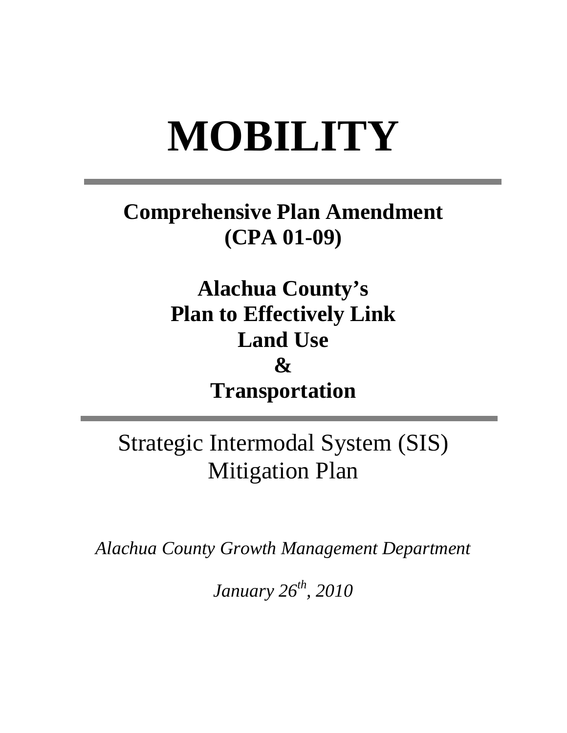# MOBILITY

---

## Comprehensive Plan Amendment (CPA 01-09)

## Alachua County's Plan to Effectively Link Land Use & Transportation

---

Strategic Intermodal System (SIS) Mitigation Plan

*Alachua County Growth Management Department*

*January 26th, 2010*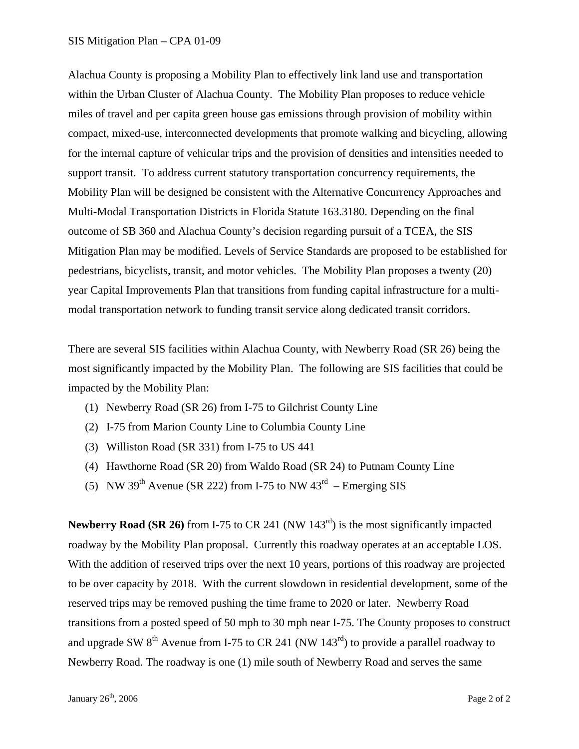Alachua County is proposing a Mobility Plan to effectively link land use and transportation within the Urban Cluster of Alachua County. The Mobility Plan proposes to reduce vehicle miles of travel and per capita green house gas emissions through provision of mobility within compact, mixed-use, interconnected developments that promote walking and bicycling, allowing for the internal capture of vehicular trips and the provision of densities and intensities needed to support transit. To address current statutory transportation concurrency requirements, the Mobility Plan will be designed be consistent with the Alternative Concurrency Approaches and Multi-Modal Transportation Districts in Florida Statute 163.3180. Depending on the final outcome of SB 360 and Alachua County's decision regarding pursuit of a TCEA, the SIS Mitigation Plan may be modified. Levels of Service Standards are proposed to be established for pedestrians, bicyclists, transit, and motor vehicles. The Mobility Plan proposes a twenty (20) year Capital Improvements Plan that transitions from funding capital infrastructure for a multi-modal transportation network to funding transit service along dedicated transit corridors.

There are several SIS facilities within Alachua County, with Newberry Road (SR 26) being the most significantly impacted by the Mobility Plan. The following are SIS facilities that could be impacted by the Mobility Plan:

1. Newberry Road (SR 26) from I-75 to Gilchrist County Line
2. I-75 from Marion County Line to Columbia County Line
3. Williston Road (SR 331) from I-75 to US 441
4. Hawthorne Road (SR 20) from Waldo Road (SR 24) to Putnam County Line
5. NW 39th Avenue (SR 222) from I-75 to NW 43rd – Emerging SIS

**Newberry Road (SR 26)** from I-75 to CR 241 (NW 143rd) is the most significantly impacted roadway by the Mobility Plan proposal. Currently this roadway operates at an acceptable LOS. With the addition of reserved trips over the next 10 years, portions of this roadway are projected to be over capacity by 2018. With the current slowdown in residential development, some of the reserved trips may be removed pushing the time frame to 2020 or later. Newberry Road transitions from a posted speed of 50 mph to 30 mph near I-75. The County proposes to construct and upgrade SW 8th Avenue from I-75 to CR 241 (NW 143rd) to provide a parallel roadway to Newberry Road. The roadway is one (1) mile south of Newberry Road and serves the same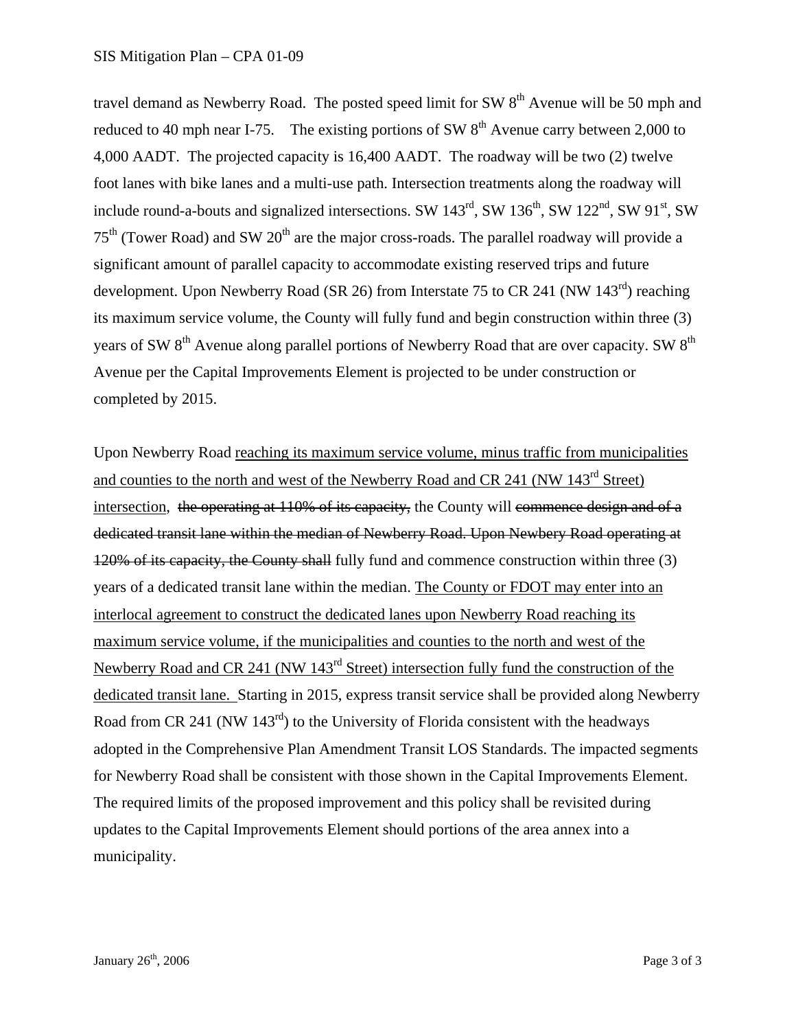travel demand as Newberry Road. The posted speed limit for SW 8th Avenue will be 50 mph and reduced to 40 mph near I-75. The existing portions of SW 8th Avenue carry between 2,000 to 4,000 AADT. The projected capacity is 16,400 AADT. The roadway will be two (2) twelve foot lanes with bike lanes and a multi-use path. Intersection treatments along the roadway will include round-a-bouts and signalized intersections. SW 143rd, SW 136th, SW 122nd, SW 91st, SW 75th (Tower Road) and SW 20th are the major cross-roads. The parallel roadway will provide a significant amount of parallel capacity to accommodate existing reserved trips and future development. Upon Newberry Road (SR 26) from Interstate 75 to CR 241 (NW 143rd) reaching its maximum service volume, the County will fully fund and begin construction within three (3) years of SW 8th Avenue along parallel portions of Newberry Road that are over capacity. SW 8th Avenue per the Capital Improvements Element is projected to be under construction or completed by 2015.

Upon Newberry Road <u>reaching its maximum service volume, minus traffic from municipalities and counties to the north and west of the Newberry Road and CR 241 (NW 143rd Street) intersection</u>, ~~the operating at 110% of its capacity,~~ the County will ~~commence design and of a dedicated transit lane within the median of Newberry Road. Upon Newbery Road operating at 120% of its capacity, the County shall~~ fully fund and commence construction within three (3) years of a dedicated transit lane within the median. <u>The County or FDOT may enter into an interlocal agreement to construct the dedicated lanes upon Newberry Road reaching its maximum service volume, if the municipalities and counties to the north and west of the Newberry Road and CR 241 (NW 143rd Street) intersection fully fund the construction of the dedicated transit lane.</u> Starting in 2015, express transit service shall be provided along Newberry Road from CR 241 (NW 143rd) to the University of Florida consistent with the headways adopted in the Comprehensive Plan Amendment Transit LOS Standards. The impacted segments for Newberry Road shall be consistent with those shown in the Capital Improvements Element. The required limits of the proposed improvement and this policy shall be revisited during updates to the Capital Improvements Element should portions of the area annex into a municipality.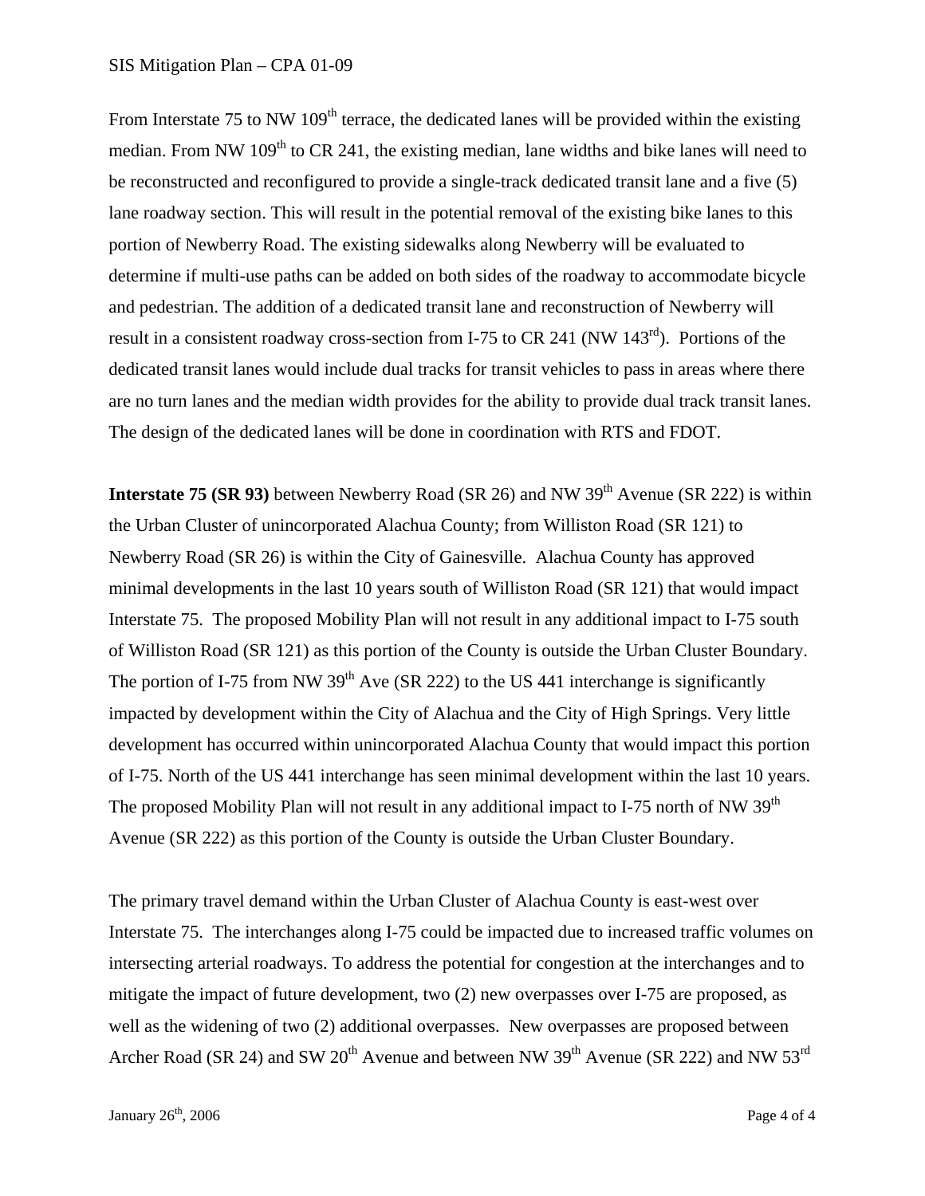From Interstate 75 to NW 109th terrace, the dedicated lanes will be provided within the existing median. From NW 109th to CR 241, the existing median, lane widths and bike lanes will need to be reconstructed and reconfigured to provide a single-track dedicated transit lane and a five (5) lane roadway section. This will result in the potential removal of the existing bike lanes to this portion of Newberry Road. The existing sidewalks along Newberry will be evaluated to determine if multi-use paths can be added on both sides of the roadway to accommodate bicycle and pedestrian. The addition of a dedicated transit lane and reconstruction of Newberry will result in a consistent roadway cross-section from I-75 to CR 241 (NW 143rd). Portions of the dedicated transit lanes would include dual tracks for transit vehicles to pass in areas where there are no turn lanes and the median width provides for the ability to provide dual track transit lanes. The design of the dedicated lanes will be done in coordination with RTS and FDOT.

**Interstate 75 (SR 93)** between Newberry Road (SR 26) and NW 39th Avenue (SR 222) is within the Urban Cluster of unincorporated Alachua County; from Williston Road (SR 121) to Newberry Road (SR 26) is within the City of Gainesville. Alachua County has approved minimal developments in the last 10 years south of Williston Road (SR 121) that would impact Interstate 75. The proposed Mobility Plan will not result in any additional impact to I-75 south of Williston Road (SR 121) as this portion of the County is outside the Urban Cluster Boundary. The portion of I-75 from NW 39th Ave (SR 222) to the US 441 interchange is significantly impacted by development within the City of Alachua and the City of High Springs. Very little development has occurred within unincorporated Alachua County that would impact this portion of I-75. North of the US 441 interchange has seen minimal development within the last 10 years. The proposed Mobility Plan will not result in any additional impact to I-75 north of NW 39th Avenue (SR 222) as this portion of the County is outside the Urban Cluster Boundary.

The primary travel demand within the Urban Cluster of Alachua County is east-west over Interstate 75. The interchanges along I-75 could be impacted due to increased traffic volumes on intersecting arterial roadways. To address the potential for congestion at the interchanges and to mitigate the impact of future development, two (2) new overpasses over I-75 are proposed, as well as the widening of two (2) additional overpasses. New overpasses are proposed between Archer Road (SR 24) and SW 20th Avenue and between NW 39th Avenue (SR 222) and NW 53rd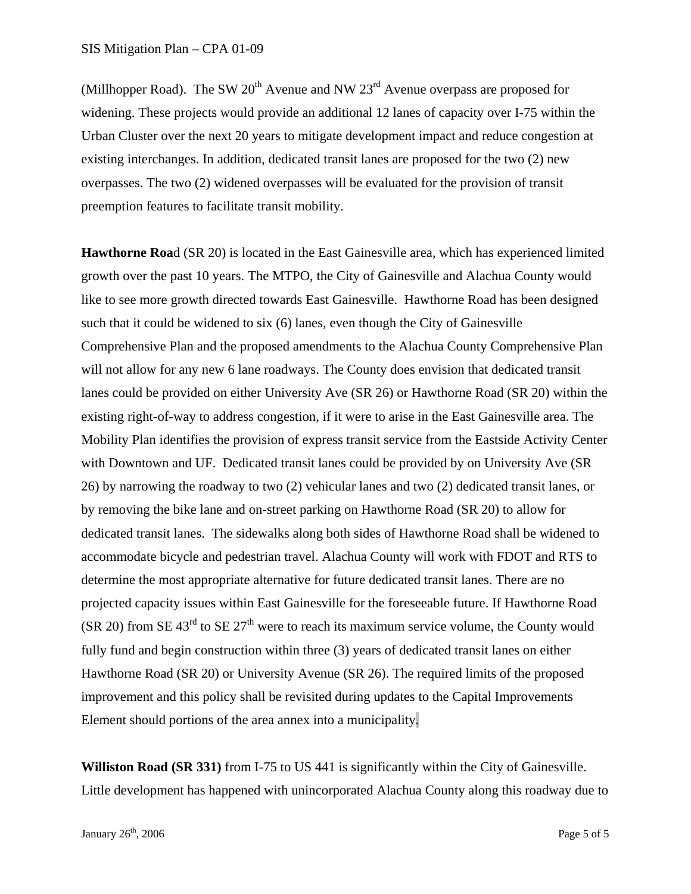(Millhopper Road). The SW 20th Avenue and NW 23rd Avenue overpass are proposed for widening. These projects would provide an additional 12 lanes of capacity over I-75 within the Urban Cluster over the next 20 years to mitigate development impact and reduce congestion at existing interchanges. In addition, dedicated transit lanes are proposed for the two (2) new overpasses. The two (2) widened overpasses will be evaluated for the provision of transit preemption features to facilitate transit mobility.

**Hawthorne Roa**d (SR 20) is located in the East Gainesville area, which has experienced limited growth over the past 10 years. The MTPO, the City of Gainesville and Alachua County would like to see more growth directed towards East Gainesville. Hawthorne Road has been designed such that it could be widened to six (6) lanes, even though the City of Gainesville Comprehensive Plan and the proposed amendments to the Alachua County Comprehensive Plan will not allow for any new 6 lane roadways. The County does envision that dedicated transit lanes could be provided on either University Ave (SR 26) or Hawthorne Road (SR 20) within the existing right-of-way to address congestion, if it were to arise in the East Gainesville area. The Mobility Plan identifies the provision of express transit service from the Eastside Activity Center with Downtown and UF. Dedicated transit lanes could be provided by on University Ave (SR 26) by narrowing the roadway to two (2) vehicular lanes and two (2) dedicated transit lanes, or by removing the bike lane and on-street parking on Hawthorne Road (SR 20) to allow for dedicated transit lanes. The sidewalks along both sides of Hawthorne Road shall be widened to accommodate bicycle and pedestrian travel. Alachua County will work with FDOT and RTS to determine the most appropriate alternative for future dedicated transit lanes. There are no projected capacity issues within East Gainesville for the foreseeable future. If Hawthorne Road (SR 20) from SE 43rd to SE 27th were to reach its maximum service volume, the County would fully fund and begin construction within three (3) years of dedicated transit lanes on either Hawthorne Road (SR 20) or University Avenue (SR 26). The required limits of the proposed improvement and this policy shall be revisited during updates to the Capital Improvements Element should portions of the area annex into a municipality.

**Williston Road (SR 331)** from I-75 to US 441 is significantly within the City of Gainesville. Little development has happened with unincorporated Alachua County along this roadway due to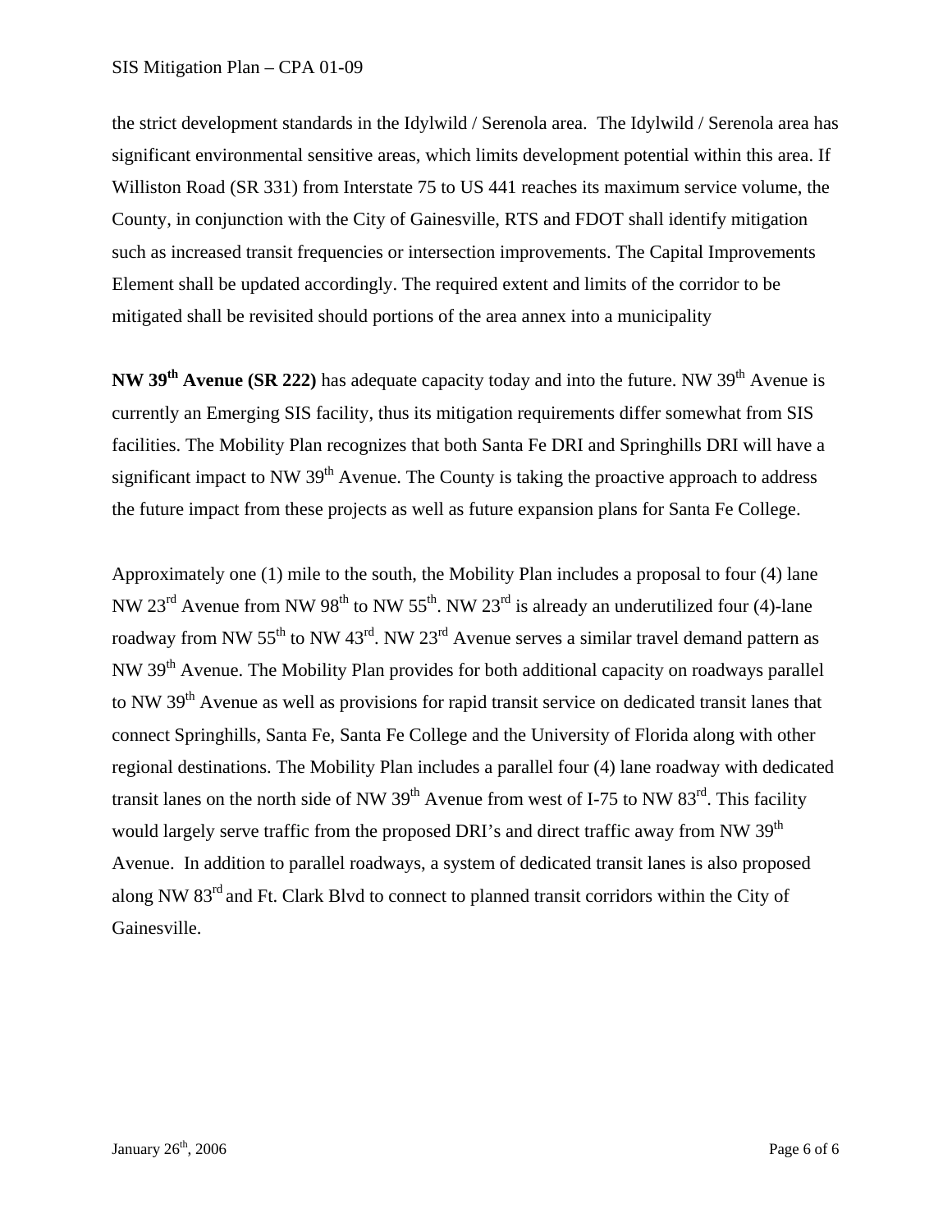the strict development standards in the Idylwild / Serenola area. The Idylwild / Serenola area has significant environmental sensitive areas, which limits development potential within this area. If Williston Road (SR 331) from Interstate 75 to US 441 reaches its maximum service volume, the County, in conjunction with the City of Gainesville, RTS and FDOT shall identify mitigation such as increased transit frequencies or intersection improvements. The Capital Improvements Element shall be updated accordingly. The required extent and limits of the corridor to be mitigated shall be revisited should portions of the area annex into a municipality

**NW 39th Avenue (SR 222)** has adequate capacity today and into the future. NW 39th Avenue is currently an Emerging SIS facility, thus its mitigation requirements differ somewhat from SIS facilities. The Mobility Plan recognizes that both Santa Fe DRI and Springhills DRI will have a significant impact to NW 39th Avenue. The County is taking the proactive approach to address the future impact from these projects as well as future expansion plans for Santa Fe College.

Approximately one (1) mile to the south, the Mobility Plan includes a proposal to four (4) lane NW 23rd Avenue from NW 98th to NW 55th. NW 23rd is already an underutilized four (4)-lane roadway from NW 55th to NW 43rd. NW 23rd Avenue serves a similar travel demand pattern as NW 39th Avenue. The Mobility Plan provides for both additional capacity on roadways parallel to NW 39th Avenue as well as provisions for rapid transit service on dedicated transit lanes that connect Springhills, Santa Fe, Santa Fe College and the University of Florida along with other regional destinations. The Mobility Plan includes a parallel four (4) lane roadway with dedicated transit lanes on the north side of NW 39th Avenue from west of I-75 to NW 83rd. This facility would largely serve traffic from the proposed DRI's and direct traffic away from NW 39th Avenue. In addition to parallel roadways, a system of dedicated transit lanes is also proposed along NW 83rd and Ft. Clark Blvd to connect to planned transit corridors within the City of Gainesville.